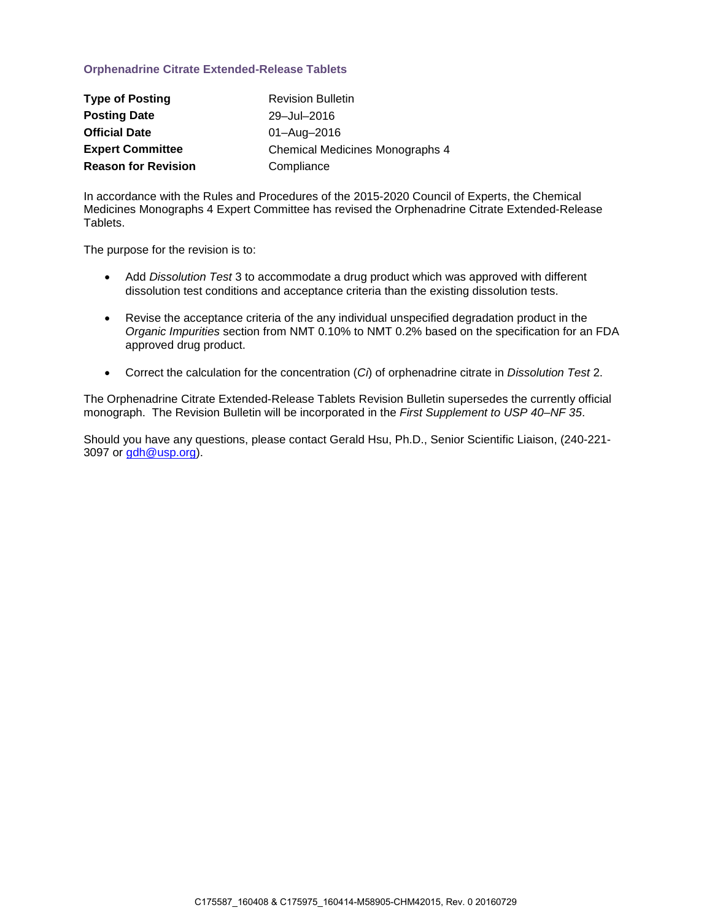# Orphenadrine Citrate Extended-Release Tablets

| | |
|---|---|
| **Type of Posting** | Revision Bulletin |
| **Posting Date** | 29–Jul–2016 |
| **Official Date** | 01–Aug–2016 |
| **Expert Committee** | Chemical Medicines Monographs 4 |
| **Reason for Revision** | Compliance |

In accordance with the Rules and Procedures of the 2015-2020 Council of Experts, the Chemical Medicines Monographs 4 Expert Committee has revised the Orphenadrine Citrate Extended-Release Tablets.

The purpose for the revision is to:

- Add *Dissolution Test* 3 to accommodate a drug product which was approved with different dissolution test conditions and acceptance criteria than the existing dissolution tests.

- Revise the acceptance criteria of the any individual unspecified degradation product in the *Organic Impurities* section from NMT 0.10% to NMT 0.2% based on the specification for an FDA approved drug product.

- Correct the calculation for the concentration ($C_i$) of orphenadrine citrate in *Dissolution Test* 2.

The Orphenadrine Citrate Extended-Release Tablets Revision Bulletin supersedes the currently official monograph. The Revision Bulletin will be incorporated in the *First Supplement to USP 40–NF 35*.

Should you have any questions, please contact Gerald Hsu, Ph.D., Senior Scientific Liaison, (240-221-3097 or gdh@usp.org).

C175587_160408 & C175975_160414-M58905-CHM42015, Rev. 0 20160729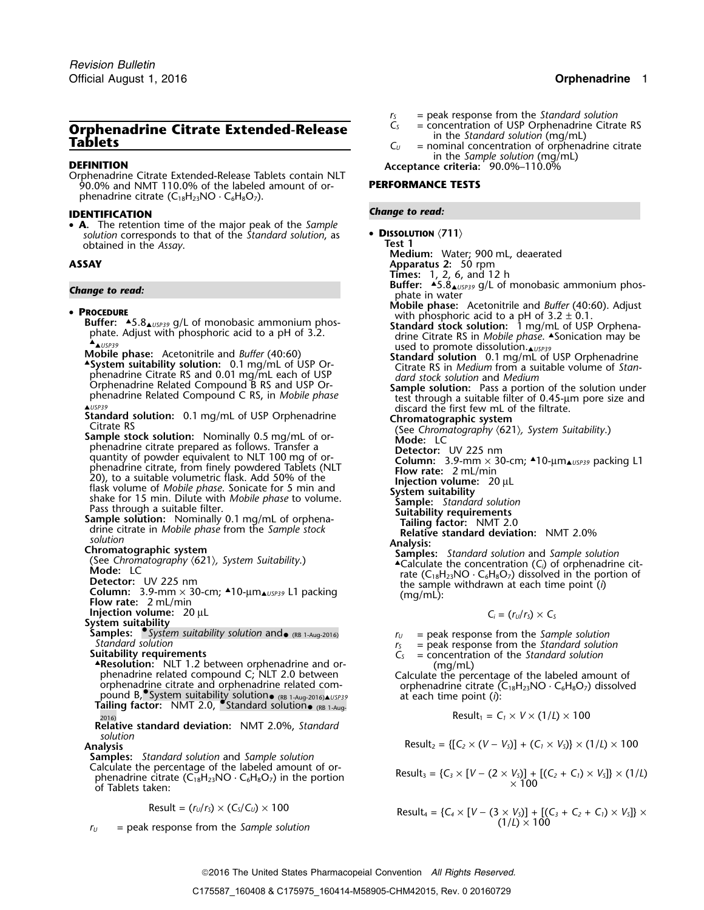# Orphenadrine Citrate Extended-Release Tablets

## DEFINITION

Orphenadrine Citrate Extended-Release Tablets contain NLT 90.0% and NMT 110.0% of the labeled amount of orphenadrine citrate ($C_{18}H_{23}NO \cdot C_6H_8O_7$).

## IDENTIFICATION

- **A.** The retention time of the major peak of the *Sample solution* corresponds to that of the *Standard solution*, as obtained in the *Assay*.

## ASSAY

***Change to read:***

- **PROCEDURE**

  **Buffer:** ▲5.8▲*USP39* g/L of monobasic ammonium phosphate. Adjust with phosphoric acid to a pH of 3.2. ▲▲*USP39*

  **Mobile phase:** Acetonitrile and *Buffer* (40:60)

  ▲**System suitability solution:** 0.1 mg/mL of USP Orphenadrine Citrate RS and 0.01 mg/mL each of USP Orphenadrine Related Compound B RS and USP Orphenadrine Related Compound C RS, in *Mobile phase* ▲*USP39*

  **Standard solution:** 0.1 mg/mL of USP Orphenadrine Citrate RS

  **Sample stock solution:** Nominally 0.5 mg/mL of orphenadrine citrate prepared as follows. Transfer a quantity of powder equivalent to NLT 100 mg of orphenadrine citrate, from finely powdered Tablets (NLT 20), to a suitable volumetric flask. Add 50% of the flask volume of *Mobile phase*. Sonicate for 5 min and shake for 15 min. Dilute with *Mobile phase* to volume. Pass through a suitable filter.

  **Sample solution:** Nominally 0.1 mg/mL of orphenadrine citrate in *Mobile phase* from the *Sample stock solution*

  **Chromatographic system**

  (See *Chromatography* ⟨621⟩, *System Suitability*.)

  **Mode:** LC

  **Detector:** UV 225 nm

  **Column:** 3.9-mm × 30-cm; ▲10-µm▲*USP39* L1 packing

  **Flow rate:** 2 mL/min

  **Injection volume:** 20 µL

  **System suitability**

  **Samples:** ●*System suitability solution* and● (RB 1-Aug-2016) *Standard solution*

  **Suitability requirements**

  ▲**Resolution:** NLT 1.2 between orphenadrine and orphenadrine related compound C; NLT 2.0 between orphenadrine citrate and orphenadrine related compound B, ●*System suitability solution*● (RB 1-Aug-2016)▲*USP39*

  **Tailing factor:** NMT 2.0, ●*Standard solution*● (RB 1-Aug-2016)

  **Relative standard deviation:** NMT 2.0%, *Standard solution*

  **Analysis**

  **Samples:** *Standard solution* and *Sample solution*

  Calculate the percentage of the labeled amount of orphenadrine citrate ($C_{18}H_{23}NO \cdot C_6H_8O_7$) in the portion of Tablets taken:

$$\text{Result} = (r_U/r_S) \times (C_S/C_U) \times 100$$

  $r_U$ = peak response from the *Sample solution*
  $r_S$ = peak response from the *Standard solution*
  $C_S$ = concentration of USP Orphenadrine Citrate RS in the *Standard solution* (mg/mL)
  $C_U$ = nominal concentration of orphenadrine citrate in the *Sample solution* (mg/mL)

  **Acceptance criteria:** 90.0%–110.0%

## PERFORMANCE TESTS

***Change to read:***

- **DISSOLUTION** ⟨711⟩

  **Test 1**

  **Medium:** Water; 900 mL, deaerated

  **Apparatus 2:** 50 rpm

  **Times:** 1, 2, 6, and 12 h

  **Buffer:** ▲5.8▲*USP39* g/L of monobasic ammonium phosphate in water

  **Mobile phase:** Acetonitrile and *Buffer* (40:60). Adjust with phosphoric acid to a pH of 3.2 ± 0.1.

  **Standard stock solution:** 1 mg/mL of USP Orphenadrine Citrate RS in *Mobile phase*. ▲Sonication may be used to promote dissolution.▲*USP39*

  **Standard solution** 0.1 mg/mL of USP Orphenadrine Citrate RS in *Medium* from a suitable volume of *Standard stock solution* and *Medium*

  **Sample solution:** Pass a portion of the solution under test through a suitable filter of 0.45-µm pore size and discard the first few mL of the filtrate.

  **Chromatographic system**

  (See *Chromatography* ⟨621⟩, *System Suitability*.)

  **Mode:** LC

  **Detector:** UV 225 nm

  **Column:** 3.9-mm × 30-cm; ▲10-µm▲*USP39* packing L1

  **Flow rate:** 2 mL/min

  **Injection volume:** 20 µL

  **System suitability**

  **Sample:** *Standard solution*

  **Suitability requirements**

  **Tailing factor:** NMT 2.0

  **Relative standard deviation:** NMT 2.0%

  **Analysis:**

  **Samples:** *Standard solution* and *Sample solution*

  ▲Calculate the concentration ($C_i$) of orphenadrine citrate ($C_{18}H_{23}NO \cdot C_6H_8O_7$) dissolved in the portion of the sample withdrawn at each time point ($i$) (mg/mL):

$$C_i = (r_U/r_S) \times C_S$$

  $r_U$ = peak response from the *Sample solution*
  $r_S$ = peak response from the *Standard solution*
  $C_S$ = concentration of the *Standard solution* (mg/mL)

  Calculate the percentage of the labeled amount of orphenadrine citrate ($C_{18}H_{23}NO \cdot C_6H_8O_7$) dissolved at each time point ($i$):

$$\text{Result}_1 = C_1 \times V \times (1/L) \times 100$$

$$\text{Result}_2 = \{[C_2 \times (V - V_S)] + (C_1 \times V_S)\} \times (1/L) \times 100$$

$$\text{Result}_3 = \{C_3 \times [V - (2 \times V_S)] + [(C_2 + C_1) \times V_S]\} \times (1/L) \times 100$$

$$\text{Result}_4 = \{C_4 \times [V - (3 \times V_S)] + [(C_3 + C_2 + C_1) \times V_S]\} \times (1/L) \times 100$$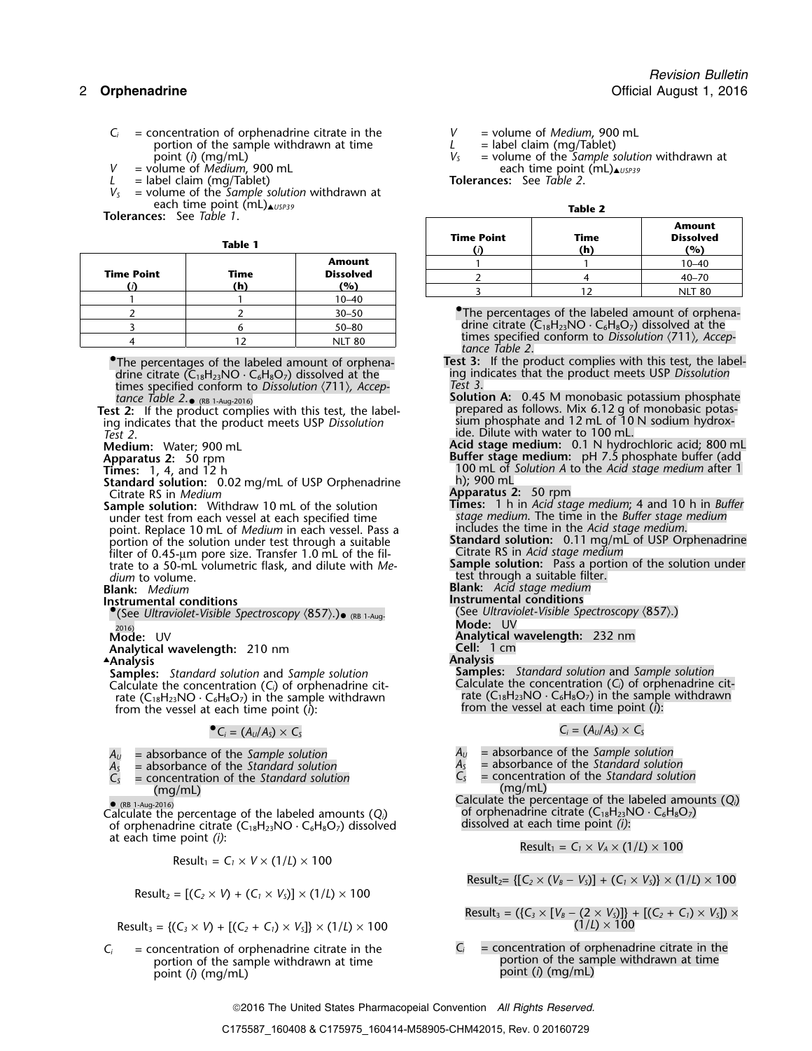$C_i$ = concentration of orphenadrine citrate in the portion of the sample withdrawn at time point ($i$) (mg/mL)
$V$ = volume of *Medium*, 900 mL
$L$ = label claim (mg/Tablet)
$V_S$ = volume of the *Sample solution* withdrawn at each time point (mL)▲USP39

**Tolerances:** See *Table 1*.

**Table 1**

| Time Point ($i$) | Time (h) | Amount Dissolved (%) |
|---|---|---|
| 1 | 1 | 10–40 |
| 2 | 2 | 30–50 |
| 3 | 6 | 50–80 |
| 4 | 12 | NLT 80 |

●The percentages of the labeled amount of orphenadrine citrate ($C_{18}H_{23}NO \cdot C_6H_8O_7$) dissolved at the times specified conform to *Dissolution* ⟨711⟩, *Acceptance Table 2*.● (RB 1-Aug-2016)

**Test 2:** If the product complies with this test, the labeling indicates that the product meets USP *Dissolution Test 2*.

**Medium:** Water; 900 mL
**Apparatus 2:** 50 rpm
**Times:** 1, 4, and 12 h
**Standard solution:** 0.02 mg/mL of USP Orphenadrine Citrate RS in *Medium*
**Sample solution:** Withdraw 10 mL of the solution under test from each vessel at each specified time point. Replace 10 mL of *Medium* in each vessel. Pass a portion of the solution under test through a suitable filter of 0.45-µm pore size. Transfer 1.0 mL of the filtrate to a 50-mL volumetric flask, and dilute with *Medium* to volume.
**Blank:** *Medium*
**Instrumental conditions**
●(See *Ultraviolet-Visible Spectroscopy* ⟨857⟩.)● (RB 1-Aug-2016)
**Mode:** UV
**Analytical wavelength:** 210 nm

▲**Analysis**
**Samples:** *Standard solution* and *Sample solution*
Calculate the concentration ($C_i$) of orphenadrine citrate ($C_{18}H_{23}NO \cdot C_6H_8O_7$) in the sample withdrawn from the vessel at each time point ($i$):

$$\bullet C_i = (A_U/A_S) \times C_S$$

$A_U$ = absorbance of the *Sample solution*
$A_S$ = absorbance of the *Standard solution*
$C_S$ = concentration of the *Standard solution* (mg/mL)

● (RB 1-Aug-2016)

Calculate the percentage of the labeled amounts ($Q_i$) of orphenadrine citrate ($C_{18}H_{23}NO \cdot C_6H_8O_7$) dissolved at each time point ($i$):

$$\text{Result}_1 = C_1 \times V \times (1/L) \times 100$$

$$\text{Result}_2 = [(C_2 \times V) + (C_1 \times V_S)] \times (1/L) \times 100$$

$$\text{Result}_3 = \{(C_3 \times V) + [(C_2 + C_1) \times V_S]\} \times (1/L) \times 100$$

$C_i$ = concentration of orphenadrine citrate in the portion of the sample withdrawn at time point ($i$) (mg/mL)
$V$ = volume of *Medium*, 900 mL
$L$ = label claim (mg/Tablet)
$V_S$ = volume of the *Sample solution* withdrawn at each time point (mL)▲USP39

**Tolerances:** See *Table 2*.

**Table 2**

| Time Point ($i$) | Time (h) | Amount Dissolved (%) |
|---|---|---|
| 1 | 1 | 10–40 |
| 2 | 4 | 40–70 |
| 3 | 12 | NLT 80 |

●The percentages of the labeled amount of orphenadrine citrate ($C_{18}H_{23}NO \cdot C_6H_8O_7$) dissolved at the times specified conform to *Dissolution* ⟨711⟩, *Acceptance Table 2*.

**Test 3:** If the product complies with this test, the labeling indicates that the product meets USP *Dissolution Test 3*.

**Solution A:** 0.45 M monobasic potassium phosphate prepared as follows. Mix 6.12 g of monobasic potassium phosphate and 12 mL of 10 N sodium hydroxide. Dilute with water to 100 mL.
**Acid stage medium:** 0.1 N hydrochloric acid; 800 mL
**Buffer stage medium:** pH 7.5 phosphate buffer (add 100 mL of *Solution A* to the *Acid stage medium* after 1 h); 900 mL
**Apparatus 2:** 50 rpm
**Times:** 1 h in *Acid stage medium*; 4 and 10 h in *Buffer stage medium*. The time in the *Buffer stage medium* includes the time in the *Acid stage medium*.
**Standard solution:** 0.11 mg/mL of USP Orphenadrine Citrate RS in *Acid stage medium*
**Sample solution:** Pass a portion of the solution under test through a suitable filter.
**Blank:** *Acid stage medium*
**Instrumental conditions**
(See *Ultraviolet-Visible Spectroscopy* ⟨857⟩.)
**Mode:** UV
**Analytical wavelength:** 232 nm
**Cell:** 1 cm

**Analysis**
**Samples:** *Standard solution* and *Sample solution*
Calculate the concentration ($C_i$) of orphenadrine citrate ($C_{18}H_{23}NO \cdot C_6H_8O_7$) in the sample withdrawn from the vessel at each time point ($i$):

$$C_i = (A_U/A_S) \times C_S$$

$A_U$ = absorbance of the *Sample solution*
$A_S$ = absorbance of the *Standard solution*
$C_S$ = concentration of the *Standard solution* (mg/mL)

Calculate the percentage of the labeled amounts ($Q_i$) of orphenadrine citrate ($C_{18}H_{23}NO \cdot C_6H_8O_7$) dissolved at each time point ($i$):

$$\text{Result}_1 = C_1 \times V_A \times (1/L) \times 100$$

$$\text{Result}_2 = \{[C_2 \times (V_B - V_S)] + (C_1 \times V_S)\} \times (1/L) \times 100$$

$$\text{Result}_3 = (\{C_3 \times [V_B - (2 \times V_S)]\} + [(C_2 + C_1) \times V_S]) \times (1/L) \times 100$$

$C_i$ = concentration of orphenadrine citrate in the portion of the sample withdrawn at time point ($i$) (mg/mL)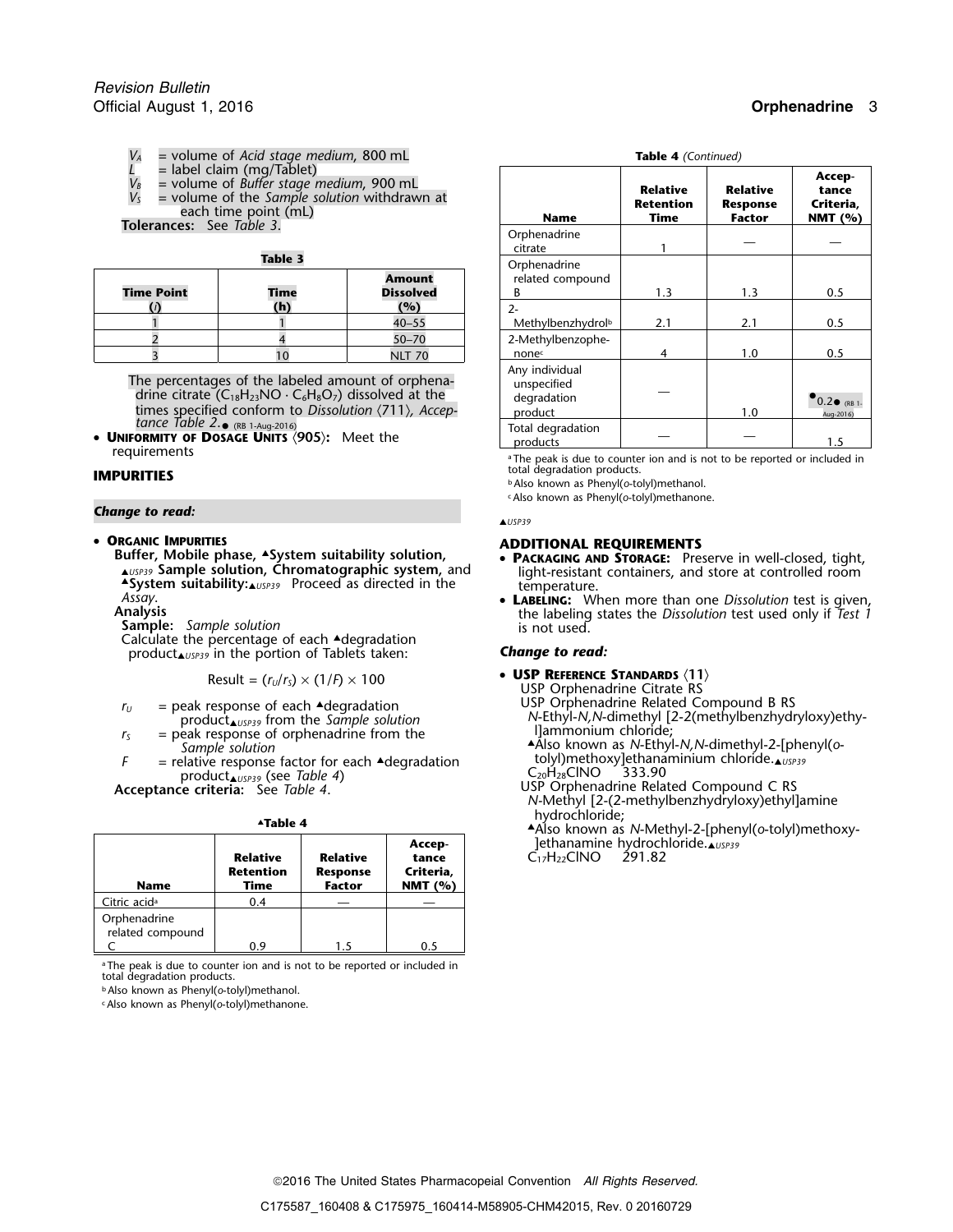$V_A$ = volume of *Acid stage medium*, 800 mL
$L$ = label claim (mg/Tablet)
$V_B$ = volume of *Buffer stage medium*, 900 mL
$V_S$ = volume of the *Sample solution* withdrawn at each time point (mL)

**Tolerances:** See *Table 3*.

**Table 3**

| Time Point (*i*) | Time (h) | Amount Dissolved (%) |
|---|---|---|
| 1 | 1 | 40–55 |
| 2 | 4 | 50–70 |
| 3 | 10 | NLT 70 |

The percentages of the labeled amount of orphenadrine citrate ($C_{18}H_{23}NO \cdot C_6H_8O_7$) dissolved at the times specified conform to *Dissolution* ⟨711⟩, *Acceptance Table 2*.● (RB 1-Aug-2016)

- **Uniformity of Dosage Units** ⟨905⟩: Meet the requirements

## IMPURITIES

*Change to read:*

- **Organic Impurities**

  **Buffer, Mobile phase,** ▲**System suitability solution,**▲USP39 **Sample solution, Chromatographic system,** and ▲**System suitability:**▲USP39 Proceed as directed in the *Assay*.

  **Analysis**

  **Sample:** *Sample solution*

  Calculate the percentage of each ▲degradation product▲USP39 in the portion of Tablets taken:

$$\text{Result} = (r_U/r_S) \times (1/F) \times 100$$

$r_U$ = peak response of each ▲degradation product▲USP39 from the *Sample solution*
$r_S$ = peak response of orphenadrine from the *Sample solution*
$F$ = relative response factor for each ▲degradation product▲USP39 (see *Table 4*)

**Acceptance criteria:** See *Table 4*.

▲**Table 4**

| Name | Relative Retention Time | Relative Response Factor | Acceptance Criteria, NMT (%) |
|---|---|---|---|
| Citric acid[a] | 0.4 | — | — |
| Orphenadrine related compound C | 0.9 | 1.5 | 0.5 |
| Orphenadrine citrate | 1 | — | — |
| Orphenadrine related compound B | 1.3 | 1.3 | 0.5 |
| 2-Methylbenzhydrol[b] | 2.1 | 2.1 | 0.5 |
| 2-Methylbenzophenone[c] | 4 | 1.0 | 0.5 |
| Any individual unspecified degradation product | — | 1.0 | ●0.2● (RB 1-Aug-2016) |
| Total degradation products | — | — | 1.5 |

[a] The peak is due to counter ion and is not to be reported or included in total degradation products.
[b] Also known as Phenyl(*o*-tolyl)methanol.
[c] Also known as Phenyl(*o*-tolyl)methanone.

▲USP39

## ADDITIONAL REQUIREMENTS

- **Packaging and Storage:** Preserve in well-closed, tight, light-resistant containers, and store at controlled room temperature.
- **Labeling:** When more than one *Dissolution* test is given, the labeling states the *Dissolution* test used only if *Test 1* is not used.

*Change to read:*

- **USP Reference Standards** ⟨11⟩

  USP Orphenadrine Citrate RS

  USP Orphenadrine Related Compound B RS
  *N*-Ethyl-*N,N*-dimethyl [2-2(methylbenzhydryloxy)ethyl]ammonium chloride;
  ▲Also known as *N*-Ethyl-*N,N*-dimethyl-2-[phenyl(*o*-tolyl)methoxy]ethanaminium chloride.▲USP39
  $C_{20}H_{28}ClNO$ 333.90

  USP Orphenadrine Related Compound C RS
  *N*-Methyl [2-(2-methylbenzhydryloxy)ethyl]amine hydrochloride;
  ▲Also known as *N*-Methyl-2-[phenyl(*o*-tolyl)methoxy-]ethanamine hydrochloride.▲USP39
  $C_{17}H_{22}ClNO$ 291.82